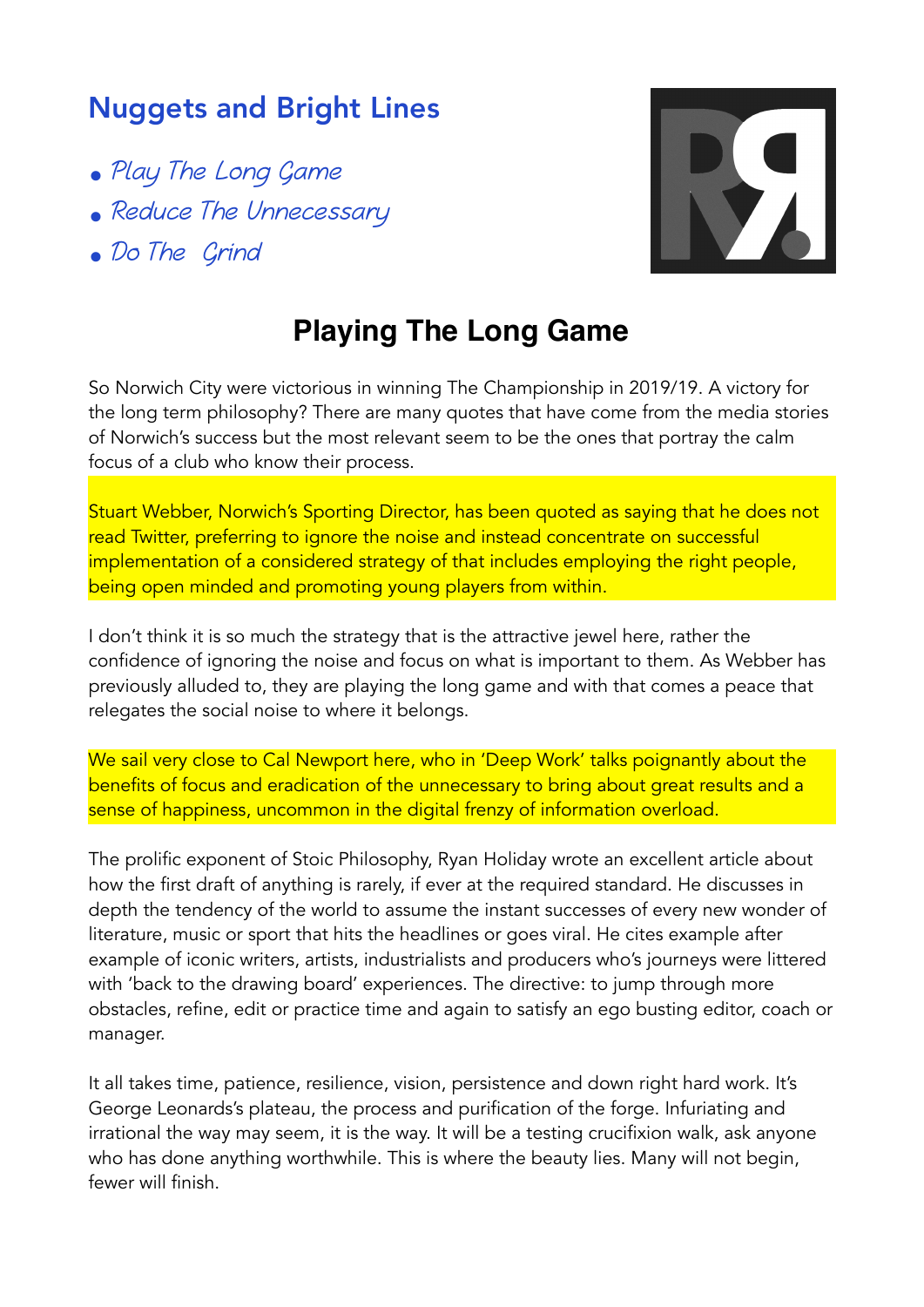## Nuggets and Bright Lines

- *Play The Long Game*
- *Reduce The Unnecessary*
- *Do The  Grind*

# Playing The Long Game

So Norwich City were victorious in winning The Championship in 2019/19. A victory for the long term philosophy? There are many quotes that have come from the media stories of Norwich's success but the most relevant seem to be the ones that portray the calm focus of a club who know their process.

Stuart Webber, Norwich's Sporting Director, has been quoted as saying that he does not read Twitter, preferring to ignore the noise and instead concentrate on successful implementation of a considered strategy of that includes employing the right people, being open minded and promoting young players from within.

I don't think it is so much the strategy that is the attractive jewel here, rather the confidence of ignoring the noise and focus on what is important to them. As Webber has previously alluded to, they are playing the long game and with that comes a peace that relegates the social noise to where it belongs.

We sail very close to Cal Newport here, who in 'Deep Work' talks poignantly about the benefits of focus and eradication of the unnecessary to bring about great results and a sense of happiness, uncommon in the digital frenzy of information overload.

The prolific exponent of Stoic Philosophy, Ryan Holiday wrote an excellent article about how the first draft of anything is rarely, if ever at the required standard. He discusses in depth the tendency of the world to assume the instant successes of every new wonder of literature, music or sport that hits the headlines or goes viral. He cites example after example of iconic writers, artists, industrialists and producers who's journeys were littered with 'back to the drawing board' experiences. The directive: to jump through more obstacles, refine, edit or practice time and again to satisfy an ego busting editor, coach or manager.

It all takes time, patience, resilience, vision, persistence and down right hard work. It's George Leonards's plateau, the process and purification of the forge. Infuriating and irrational the way may seem, it is the way. It will be a testing crucifixion walk, ask anyone who has done anything worthwhile. This is where the beauty lies. Many will not begin, fewer will finish.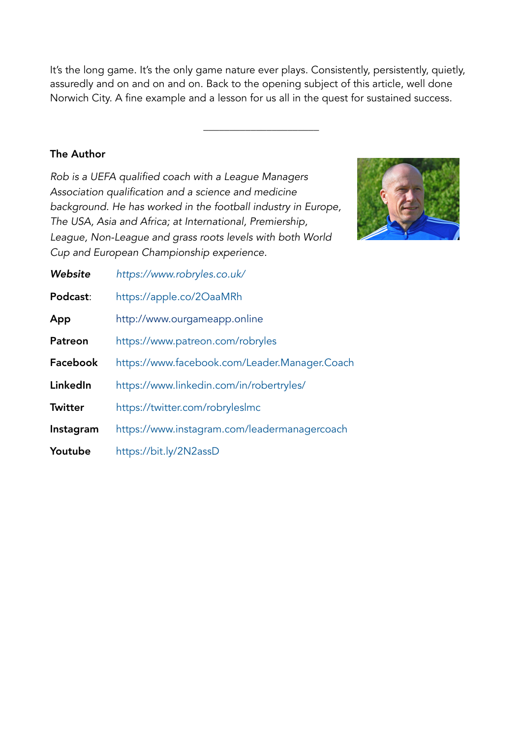It's the long game. It's the only game nature ever plays. Consistently, persistently, quietly, assuredly and on and on and on. Back to the opening subject of this article, well done Norwich City. A fine example and a lesson for us all in the quest for sustained success.

---

**The Author**

*Rob is a UEFA qualified coach with a League Managers Association qualification and a science and medicine background. He has worked in the football industry in Europe, The USA, Asia and Africa; at International, Premiership, League, Non-League and grass roots levels with both World Cup and European Championship experience.*

| | |
|---|---|
| ***Website*** | *https://www.robryles.co.uk/* |
| **Podcast**: | https://apple.co/2OaaMRh |
| **App** | http://www.ourgameapp.online |
| **Patreon** | https://www.patreon.com/robryles |
| **Facebook** | https://www.facebook.com/Leader.Manager.Coach |
| **LinkedIn** | https://www.linkedin.com/in/robertryles/ |
| **Twitter** | https://twitter.com/robryleslmc |
| **Instagram** | https://www.instagram.com/leadermanagercoach |
| **Youtube** | https://bit.ly/2N2assD |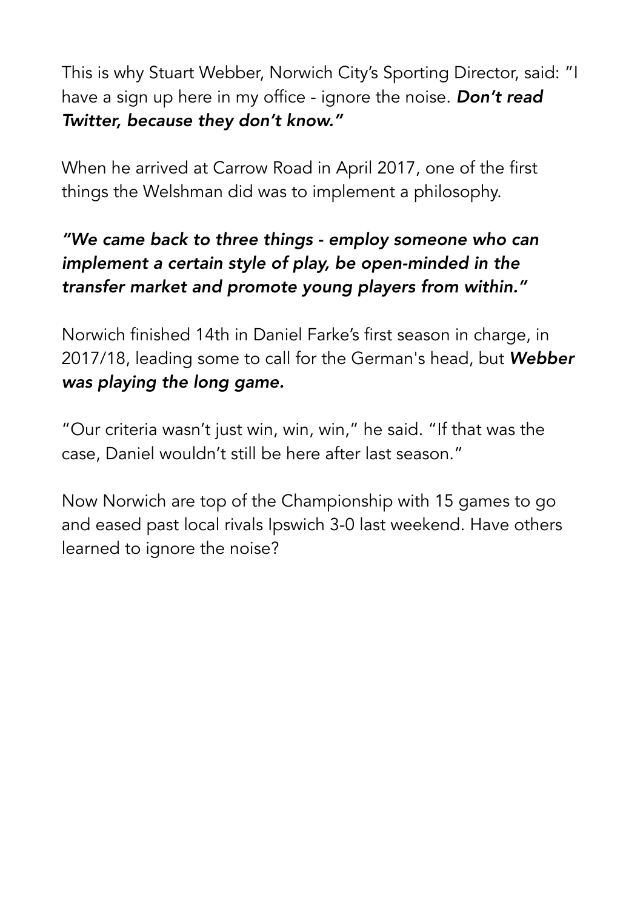This is why Stuart Webber, Norwich City's Sporting Director, said: "I have a sign up here in my office - ignore the noise. ***Don't read Twitter, because they don't know."***

When he arrived at Carrow Road in April 2017, one of the first things the Welshman did was to implement a philosophy.

***"We came back to three things - employ someone who can implement a certain style of play, be open-minded in the transfer market and promote young players from within."***

Norwich finished 14th in Daniel Farke's first season in charge, in 2017/18, leading some to call for the German's head, but ***Webber was playing the long game.***

"Our criteria wasn't just win, win, win," he said. "If that was the case, Daniel wouldn't still be here after last season."

Now Norwich are top of the Championship with 15 games to go and eased past local rivals Ipswich 3-0 last weekend. Have others learned to ignore the noise?